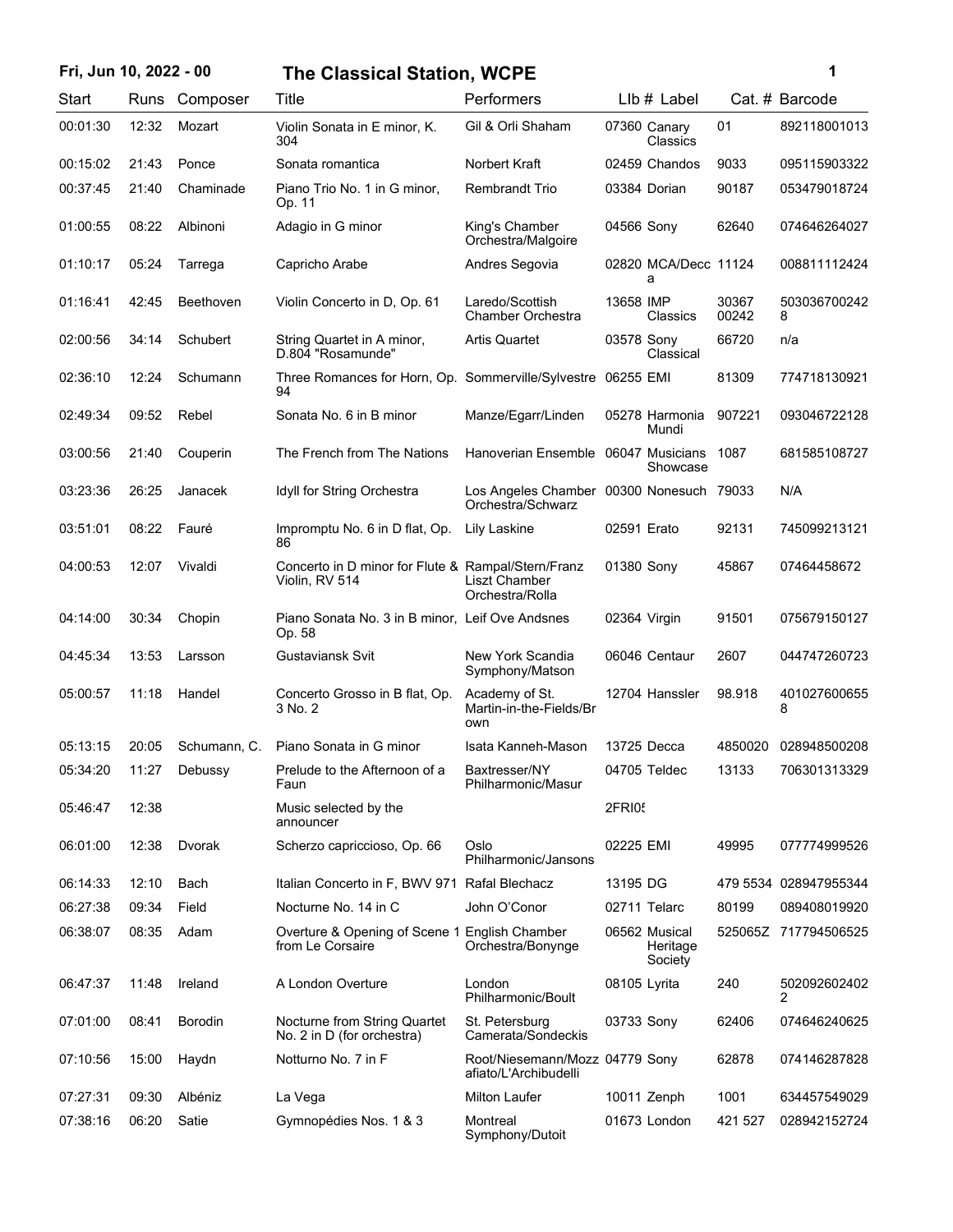# Fri, Jun 10, 2022 - 00 — The Classical Station, WCPE

| Start | Runs | Composer | Title | Performers | Llb # | Label | Cat. # | Barcode |
|---|---|---|---|---|---|---|---|---|
| 00:01:30 | 12:32 | Mozart | Violin Sonata in E minor, K. 304 | Gil & Orli Shaham | 07360 | Canary Classics | 01 | 892118001013 |
| 00:15:02 | 21:43 | Ponce | Sonata romantica | Norbert Kraft | 02459 | Chandos | 9033 | 095115903322 |
| 00:37:45 | 21:40 | Chaminade | Piano Trio No. 1 in G minor, Op. 11 | Rembrandt Trio | 03384 | Dorian | 90187 | 053479018724 |
| 01:00:55 | 08:22 | Albinoni | Adagio in G minor | King's Chamber Orchestra/Malgoire | 04566 | Sony | 62640 | 074646264027 |
| 01:10:17 | 05:24 | Tarrega | Capricho Arabe | Andres Segovia | 02820 | MCA/Decca | 11124 | 008811112424 |
| 01:16:41 | 42:45 | Beethoven | Violin Concerto in D, Op. 61 | Laredo/Scottish Chamber Orchestra | 13658 | IMP Classics | 30367 00242 | 5030367002428 |
| 02:00:56 | 34:14 | Schubert | String Quartet in A minor, D.804 "Rosamunde" | Artis Quartet | 03578 | Sony Classical | 66720 | n/a |
| 02:36:10 | 12:24 | Schumann | Three Romances for Horn, Op. 94 | Sommerville/Sylvestre | 06255 | EMI | 81309 | 774718130921 |
| 02:49:34 | 09:52 | Rebel | Sonata No. 6 in B minor | Manze/Egarr/Linden | 05278 | Harmonia Mundi | 907221 | 093046722128 |
| 03:00:56 | 21:40 | Couperin | The French from The Nations | Hanoverian Ensemble | 06047 | Musicians Showcase | 1087 | 681585108727 |
| 03:23:36 | 26:25 | Janacek | Idyll for String Orchestra | Los Angeles Chamber Orchestra/Schwarz | 00300 | Nonesuch | 79033 | N/A |
| 03:51:01 | 08:22 | Fauré | Impromptu No. 6 in D flat, Op. 86 | Lily Laskine | 02591 | Erato | 92131 | 745099213121 |
| 04:00:53 | 12:07 | Vivaldi | Concerto in D minor for Flute & Violin, RV 514 | Rampal/Stern/Franz Liszt Chamber Orchestra/Rolla | 01380 | Sony | 45867 | 07464458672 |
| 04:14:00 | 30:34 | Chopin | Piano Sonata No. 3 in B minor, Op. 58 | Leif Ove Andsnes | 02364 | Virgin | 91501 | 075679150127 |
| 04:45:34 | 13:53 | Larsson | Gustaviansk Svit | New York Scandia Symphony/Matson | 06046 | Centaur | 2607 | 044747260723 |
| 05:00:57 | 11:18 | Handel | Concerto Grosso in B flat, Op. 3 No. 2 | Academy of St. Martin-in-the-Fields/Brown | 12704 | Hanssler | 98.918 | 4010276006558 |
| 05:13:15 | 20:05 | Schumann, C. | Piano Sonata in G minor | Isata Kanneh-Mason | 13725 | Decca | 4850020 | 028948500208 |
| 05:34:20 | 11:27 | Debussy | Prelude to the Afternoon of a Faun | Baxtresser/NY Philharmonic/Masur | 04705 | Teldec | 13133 | 706301313329 |
| 05:46:47 | 12:38 | | Music selected by the announcer | | 2FRI05 | | | |
| 06:01:00 | 12:38 | Dvorak | Scherzo capriccioso, Op. 66 | Oslo Philharmonic/Jansons | 02225 | EMI | 49995 | 077774999526 |
| 06:14:33 | 12:10 | Bach | Italian Concerto in F, BWV 971 | Rafal Blechacz | 13195 | DG | 479 5534 | 028947955344 |
| 06:27:38 | 09:34 | Field | Nocturne No. 14 in C | John O'Conor | 02711 | Telarc | 80199 | 089408019920 |
| 06:38:07 | 08:35 | Adam | Overture & Opening of Scene 1 from Le Corsaire | English Chamber Orchestra/Bonynge | 06562 | Musical Heritage Society | 525065Z | 717794506525 |
| 06:47:37 | 11:48 | Ireland | A London Overture | London Philharmonic/Boult | 08105 | Lyrita | 240 | 5020926024022 |
| 07:01:00 | 08:41 | Borodin | Nocturne from String Quartet No. 2 in D (for orchestra) | St. Petersburg Camerata/Sondeckis | 03733 | Sony | 62406 | 074646240625 |
| 07:10:56 | 15:00 | Haydn | Notturno No. 7 in F | Root/Niesemann/Mozzafiato/L'Archibudelli | 04779 | Sony | 62878 | 074146287828 |
| 07:27:31 | 09:30 | Albéniz | La Vega | Milton Laufer | 10011 | Zenph | 1001 | 634457549029 |
| 07:38:16 | 06:20 | Satie | Gymnopédies Nos. 1 & 3 | Montreal Symphony/Dutoit | 01673 | London | 421 527 | 028942152724 |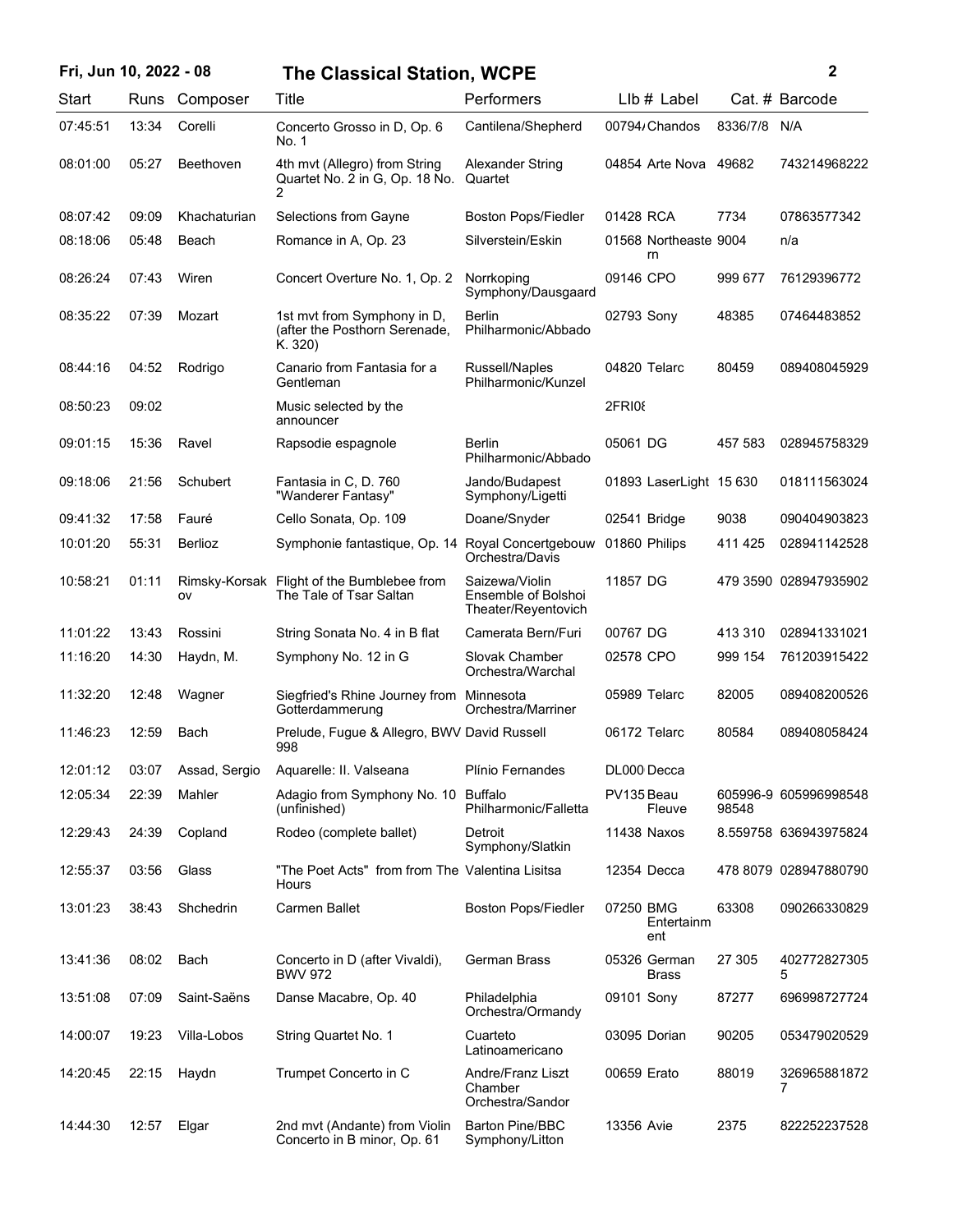| Start | Runs | Composer | Title | Performers | Llb # | Label | Cat. # | Barcode |
|---|---|---|---|---|---|---|---|---|
| 07:45:51 | 13:34 | Corelli | Concerto Grosso in D, Op. 6 No. 1 | Cantilena/Shepherd | 00794/ | Chandos | 8336/7/8 | N/A |
| 08:01:00 | 05:27 | Beethoven | 4th mvt (Allegro) from String Quartet No. 2 in G, Op. 18 No. 2 | Alexander String Quartet | 04854 | Arte Nova | 49682 | 743214968222 |
| 08:07:42 | 09:09 | Khachaturian | Selections from Gayne | Boston Pops/Fiedler | 01428 | RCA | 7734 | 07863577342 |
| 08:18:06 | 05:48 | Beach | Romance in A, Op. 23 | Silverstein/Eskin | 01568 | Northeastern | 9004 | n/a |
| 08:26:24 | 07:43 | Wiren | Concert Overture No. 1, Op. 2 | Norrkoping Symphony/Dausgaard | 09146 | CPO | 999 677 | 76129396772 |
| 08:35:22 | 07:39 | Mozart | 1st mvt from Symphony in D, (after the Posthorn Serenade, K. 320) | Berlin Philharmonic/Abbado | 02793 | Sony | 48385 | 07464483852 |
| 08:44:16 | 04:52 | Rodrigo | Canario from Fantasia for a Gentleman | Russell/Naples Philharmonic/Kunzel | 04820 | Telarc | 80459 | 089408045929 |
| 08:50:23 | 09:02 | | Music selected by the announcer | | 2FRI08 | | | |
| 09:01:15 | 15:36 | Ravel | Rapsodie espagnole | Berlin Philharmonic/Abbado | 05061 | DG | 457 583 | 028945758329 |
| 09:18:06 | 21:56 | Schubert | Fantasia in C, D. 760 "Wanderer Fantasy" | Jando/Budapest Symphony/Ligetti | 01893 | LaserLight | 15 630 | 018111563024 |
| 09:41:32 | 17:58 | Fauré | Cello Sonata, Op. 109 | Doane/Snyder | 02541 | Bridge | 9038 | 090404903823 |
| 10:01:20 | 55:31 | Berlioz | Symphonie fantastique, Op. 14 | Royal Concertgebouw Orchestra/Davis | 01860 | Philips | 411 425 | 028941142528 |
| 10:58:21 | 01:11 | Rimsky-Korsakov | Flight of the Bumblebee from The Tale of Tsar Saltan | Saizewa/Violin Ensemble of Bolshoi Theater/Reyentovich | 11857 | DG | 479 3590 | 028947935902 |
| 11:01:22 | 13:43 | Rossini | String Sonata No. 4 in B flat | Camerata Bern/Furi | 00767 | DG | 413 310 | 028941331021 |
| 11:16:20 | 14:30 | Haydn, M. | Symphony No. 12 in G | Slovak Chamber Orchestra/Warchal | 02578 | CPO | 999 154 | 761203915422 |
| 11:32:20 | 12:48 | Wagner | Siegfried's Rhine Journey from Gotterdammerung | Minnesota Orchestra/Marriner | 05989 | Telarc | 82005 | 089408200526 |
| 11:46:23 | 12:59 | Bach | Prelude, Fugue & Allegro, BWV 998 | David Russell | 06172 | Telarc | 80584 | 089408058424 |
| 12:01:12 | 03:07 | Assad, Sergio | Aquarelle: II. Valseana | Plínio Fernandes | DL000 | Decca | | |
| 12:05:34 | 22:39 | Mahler | Adagio from Symphony No. 10 (unfinished) | Buffalo Philharmonic/Falletta | PV135 | Beau Fleuve | 605996-98548 | 605996998548 |
| 12:29:43 | 24:39 | Copland | Rodeo (complete ballet) | Detroit Symphony/Slatkin | 11438 | Naxos | 8.559758 | 636943975824 |
| 12:55:37 | 03:56 | Glass | "The Poet Acts" from from The Hours | Valentina Lisitsa | 12354 | Decca | 478 8079 | 028947880790 |
| 13:01:23 | 38:43 | Shchedrin | Carmen Ballet | Boston Pops/Fiedler | 07250 | BMG Entertainment | 63308 | 090266330829 |
| 13:41:36 | 08:02 | Bach | Concerto in D (after Vivaldi), BWV 972 | German Brass | 05326 | German Brass | 27 305 | 4027728273055 |
| 13:51:08 | 07:09 | Saint-Saëns | Danse Macabre, Op. 40 | Philadelphia Orchestra/Ormandy | 09101 | Sony | 87277 | 696998727724 |
| 14:00:07 | 19:23 | Villa-Lobos | String Quartet No. 1 | Cuarteto Latinoamericano | 03095 | Dorian | 90205 | 053479020529 |
| 14:20:45 | 22:15 | Haydn | Trumpet Concerto in C | Andre/Franz Liszt Chamber Orchestra/Sandor | 00659 | Erato | 88019 | 3269658818727 |
| 14:44:30 | 12:57 | Elgar | 2nd mvt (Andante) from Violin Concerto in B minor, Op. 61 | Barton Pine/BBC Symphony/Litton | 13356 | Avie | 2375 | 822252237528 |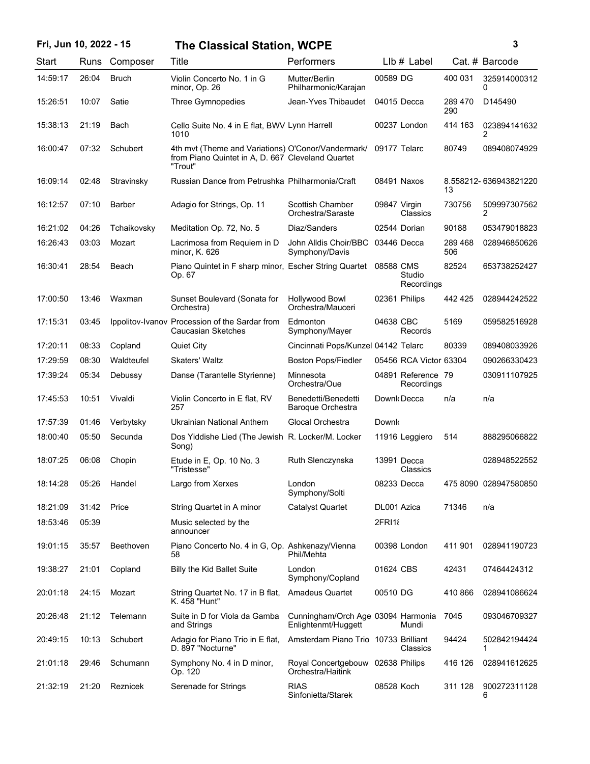| Start | Runs | Composer | Title | Performers | Llb # | Label | Cat. # | Barcode |
|---|---|---|---|---|---|---|---|---|
| 14:59:17 | 26:04 | Bruch | Violin Concerto No. 1 in G minor, Op. 26 | Mutter/Berlin Philharmonic/Karajan | 00589 | DG | 400 031 | 3259140003120 |
| 15:26:51 | 10:07 | Satie | Three Gymnopedies | Jean-Yves Thibaudet | 04015 | Decca | 289 470 290 | D145490 |
| 15:38:13 | 21:19 | Bach | Cello Suite No. 4 in E flat, BWV 1010 | Lynn Harrell | 00237 | London | 414 163 | 0238941416322 |
| 16:00:47 | 07:32 | Schubert | 4th mvt (Theme and Variations) from Piano Quintet in A, D. 667 "Trout" | O'Conor/Vandermark/ Cleveland Quartet | 09177 | Telarc | 80749 | 089408074929 |
| 16:09:14 | 02:48 | Stravinsky | Russian Dance from Petrushka | Philharmonia/Craft | 08491 | Naxos | 8.558212-13 | 636943821220 |
| 16:12:57 | 07:10 | Barber | Adagio for Strings, Op. 11 | Scottish Chamber Orchestra/Saraste | 09847 | Virgin Classics | 730756 | 5099973075622 |
| 16:21:02 | 04:26 | Tchaikovsky | Meditation Op. 72, No. 5 | Diaz/Sanders | 02544 | Dorian | 90188 | 053479018823 |
| 16:26:43 | 03:03 | Mozart | Lacrimosa from Requiem in D minor, K. 626 | John Alldis Choir/BBC Symphony/Davis | 03446 | Decca | 289 468 506 | 028946850626 |
| 16:30:41 | 28:54 | Beach | Piano Quintet in F sharp minor, Op. 67 | Escher String Quartet | 08588 | CMS Studio Recordings | 82524 | 653738252427 |
| 17:00:50 | 13:46 | Waxman | Sunset Boulevard (Sonata for Orchestra) | Hollywood Bowl Orchestra/Mauceri | 02361 | Philips | 442 425 | 028944242522 |
| 17:15:31 | 03:45 | Ippolitov-Ivanov | Procession of the Sardar from Caucasian Sketches | Edmonton Symphony/Mayer | 04638 | CBC Records | 5169 | 059582516928 |
| 17:20:11 | 08:33 | Copland | Quiet City | Cincinnati Pops/Kunzel | 04142 | Telarc | 80339 | 089408033926 |
| 17:29:59 | 08:30 | Waldteufel | Skaters' Waltz | Boston Pops/Fiedler | 05456 | RCA Victor | 63304 | 090266330423 |
| 17:39:24 | 05:34 | Debussy | Danse (Tarantelle Styrienne) | Minnesota Orchestra/Oue | 04891 | Reference Recordings | 79 | 030911107925 |
| 17:45:53 | 10:51 | Vivaldi | Violin Concerto in E flat, RV 257 | Benedetti/Benedetti Baroque Orchestra | Downl | Decca | n/a | n/a |
| 17:57:39 | 01:46 | Verbytsky | Ukrainian National Anthem | Glocal Orchestra | Downl | | | |
| 18:00:40 | 05:50 | Secunda | Dos Yiddishe Lied (The Jewish Song) | R. Locker/M. Locker | 11916 | Leggiero | 514 | 888295066822 |
| 18:07:25 | 06:08 | Chopin | Etude in E, Op. 10 No. 3 "Tristesse" | Ruth Slenczynska | 13991 | Decca Classics | | 028948522552 |
| 18:14:28 | 05:26 | Handel | Largo from Xerxes | London Symphony/Solti | 08233 | Decca | 475 8090 | 028947580850 |
| 18:21:09 | 31:42 | Price | String Quartet in A minor | Catalyst Quartet | DL001 | Azica | 71346 | n/a |
| 18:53:46 | 05:39 | | Music selected by the announcer | | 2FRI1 | | | |
| 19:01:15 | 35:57 | Beethoven | Piano Concerto No. 4 in G, Op. 58 | Ashkenazy/Vienna Phil/Mehta | 00398 | London | 411 901 | 028941190723 |
| 19:38:27 | 21:01 | Copland | Billy the Kid Ballet Suite | London Symphony/Copland | 01624 | CBS | 42431 | 07464424312 |
| 20:01:18 | 24:15 | Mozart | String Quartet No. 17 in B flat, K. 458 "Hunt" | Amadeus Quartet | 00510 | DG | 410 866 | 028941086624 |
| 20:26:48 | 21:12 | Telemann | Suite in D for Viola da Gamba and Strings | Cunningham/Orch Age Enlightenmt/Huggett | 03094 | Harmonia Mundi | 7045 | 093046709327 |
| 20:49:15 | 10:13 | Schubert | Adagio for Piano Trio in E flat, D. 897 "Nocturne" | Amsterdam Piano Trio | 10733 | Brilliant Classics | 94424 | 5028421944241 |
| 21:01:18 | 29:46 | Schumann | Symphony No. 4 in D minor, Op. 120 | Royal Concertgebouw Orchestra/Haitink | 02638 | Philips | 416 126 | 028941612625 |
| 21:32:19 | 21:20 | Reznicek | Serenade for Strings | RIAS Sinfonietta/Starek | 08528 | Koch | 311 128 | 9002723111286 |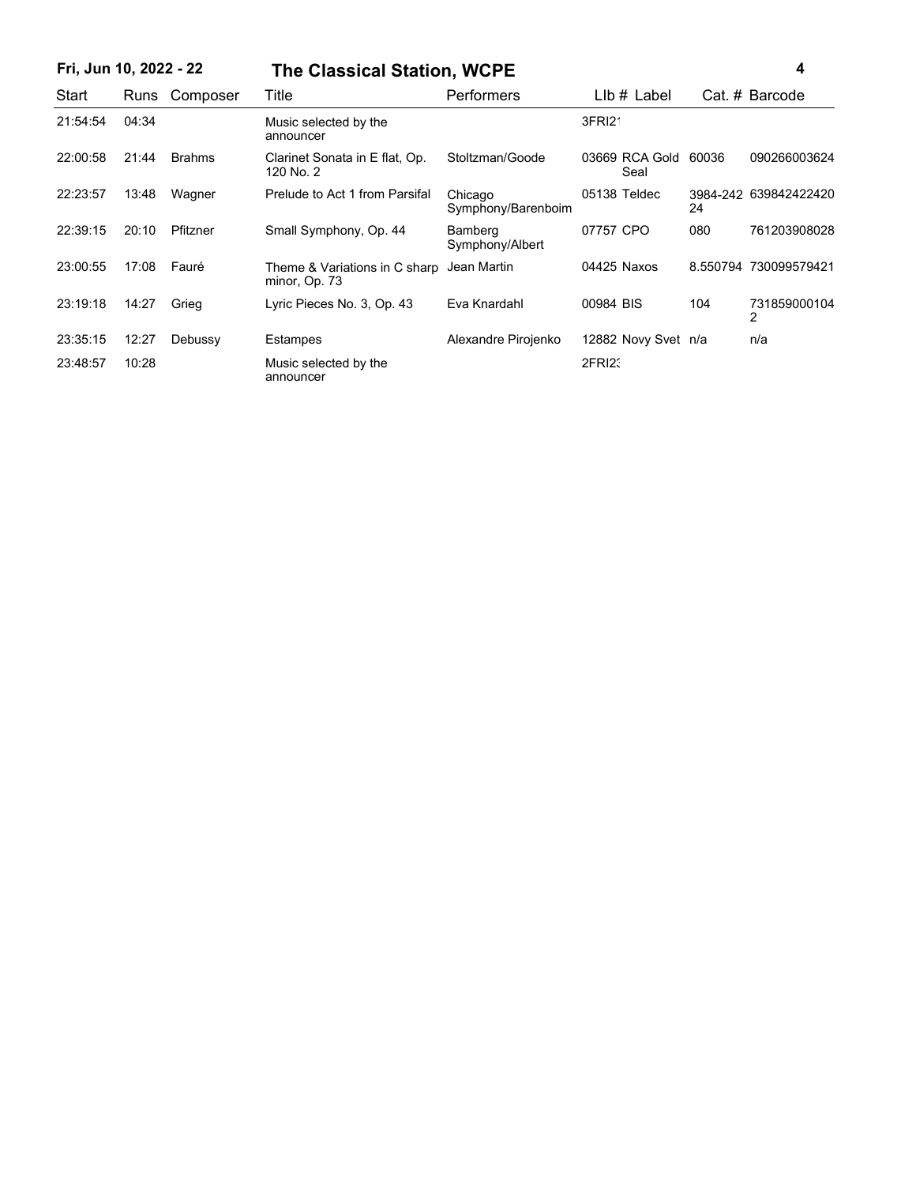## The Classical Station, WCPE

Fri, Jun 10, 2022 - 22

| Start | Runs | Composer | Title | Performers | LIb # | Label | Cat. # | Barcode |
|---|---|---|---|---|---|---|---|---|
| 21:54:54 | 04:34 | | Music selected by the announcer | | 3FRI21 | | | |
| 22:00:58 | 21:44 | Brahms | Clarinet Sonata in E flat, Op. 120 No. 2 | Stoltzman/Goode | 03669 | RCA Gold Seal | 60036 | 090266003624 |
| 22:23:57 | 13:48 | Wagner | Prelude to Act 1 from Parsifal | Chicago Symphony/Barenboim | 05138 | Teldec | 3984-24224 | 639842422420 |
| 22:39:15 | 20:10 | Pfitzner | Small Symphony, Op. 44 | Bamberg Symphony/Albert | 07757 | CPO | 080 | 761203908028 |
| 23:00:55 | 17:08 | Fauré | Theme & Variations in C sharp minor, Op. 73 | Jean Martin | 04425 | Naxos | 8.550794 | 730099579421 |
| 23:19:18 | 14:27 | Grieg | Lyric Pieces No. 3, Op. 43 | Eva Knardahl | 00984 | BIS | 104 | 7318590001042 |
| 23:35:15 | 12:27 | Debussy | Estampes | Alexandre Pirojenko | 12882 | Novy Svet | n/a | n/a |
| 23:48:57 | 10:28 | | Music selected by the announcer | | 2FRI23 | | | |